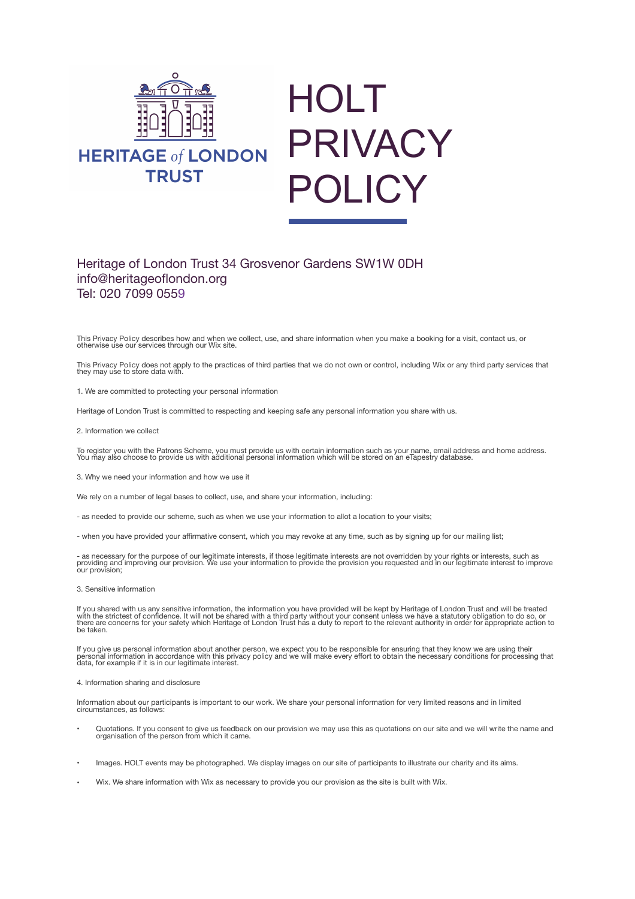HERITAGE *of* LONDON TRUST

# HOLT PRIVACY POLICY

Heritage of London Trust 34 Grosvenor Gardens SW1W 0DH
info@heritageoflondon.org
Tel: 020 7099 0559

This Privacy Policy describes how and when we collect, use, and share information when you make a booking for a visit, contact us, or otherwise use our services through our Wix site.

This Privacy Policy does not apply to the practices of third parties that we do not own or control, including Wix or any third party services that they may use to store data with.

1. We are committed to protecting your personal information

Heritage of London Trust is committed to respecting and keeping safe any personal information you share with us.

2. Information we collect

To register you with the Patrons Scheme, you must provide us with certain information such as your name, email address and home address. You may also choose to provide us with additional personal information which will be stored on an eTapestry database.

3. Why we need your information and how we use it

We rely on a number of legal bases to collect, use, and share your information, including:

- as needed to provide our scheme, such as when we use your information to allot a location to your visits;

- when you have provided your affirmative consent, which you may revoke at any time, such as by signing up for our mailing list;

- as necessary for the purpose of our legitimate interests, if those legitimate interests are not overridden by your rights or interests, such as providing and improving our provision. We use your information to provide the provision you requested and in our legitimate interest to improve our provision;

3. Sensitive information

If you shared with us any sensitive information, the information you have provided will be kept by Heritage of London Trust and will be treated with the strictest of confidence. It will not be shared with a third party without your consent unless we have a statutory obligation to do so, or there are concerns for your safety which Heritage of London Trust has a duty to report to the relevant authority in order for appropriate action to be taken.

If you give us personal information about another person, we expect you to be responsible for ensuring that they know we are using their personal information in accordance with this privacy policy and we will make every effort to obtain the necessary conditions for processing that data, for example if it is in our legitimate interest.

4. Information sharing and disclosure

Information about our participants is important to our work. We share your personal information for very limited reasons and in limited circumstances, as follows:

- Quotations. If you consent to give us feedback on our provision we may use this as quotations on our site and we will write the name and organisation of the person from which it came.

- Images. HOLT events may be photographed. We display images on our site of participants to illustrate our charity and its aims.

- Wix. We share information with Wix as necessary to provide you our provision as the site is built with Wix.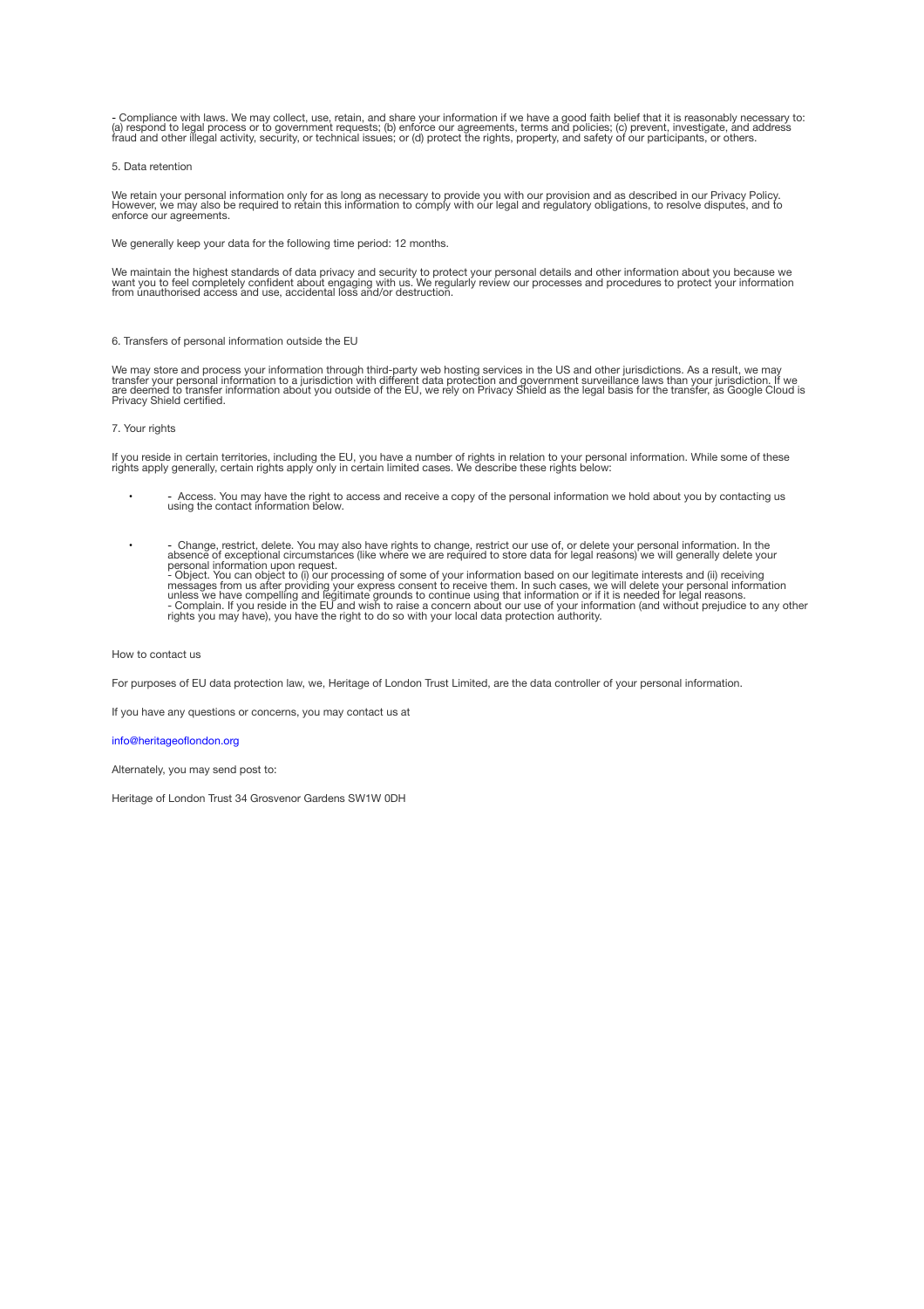- Compliance with laws. We may collect, use, retain, and share your information if we have a good faith belief that it is reasonably necessary to: (a) respond to legal process or to government requests; (b) enforce our agreements, terms and policies; (c) prevent, investigate, and address fraud and other illegal activity, security, or technical issues; or (d) protect the rights, property, and safety of our participants, or others.

5. Data retention

We retain your personal information only for as long as necessary to provide you with our provision and as described in our Privacy Policy. However, we may also be required to retain this information to comply with our legal and regulatory obligations, to resolve disputes, and to enforce our agreements.

We generally keep your data for the following time period: 12 months.

We maintain the highest standards of data privacy and security to protect your personal details and other information about you because we want you to feel completely confident about engaging with us. We regularly review our processes and procedures to protect your information from unauthorised access and use, accidental loss and/or destruction.

6. Transfers of personal information outside the EU

We may store and process your information through third-party web hosting services in the US and other jurisdictions. As a result, we may transfer your personal information to a jurisdiction with different data protection and government surveillance laws than your jurisdiction. If we are deemed to transfer information about you outside of the EU, we rely on Privacy Shield as the legal basis for the transfer, as Google Cloud is Privacy Shield certified.

7. Your rights

If you reside in certain territories, including the EU, you have a number of rights in relation to your personal information. While some of these rights apply generally, certain rights apply only in certain limited cases. We describe these rights below:

- - Access. You may have the right to access and receive a copy of the personal information we hold about you by contacting us using the contact information below.

- - Change, restrict, delete. You may also have rights to change, restrict our use of, or delete your personal information. In the absence of exceptional circumstances (like where we are required to store data for legal reasons) we will generally delete your personal information upon request.
  - Object. You can object to (i) our processing of some of your information based on our legitimate interests and (ii) receiving messages from us after providing your express consent to receive them. In such cases, we will delete your personal information unless we have compelling and legitimate grounds to continue using that information or if it is needed for legal reasons.
  - Complain. If you reside in the EU and wish to raise a concern about our use of your information (and without prejudice to any other rights you may have), you have the right to do so with your local data protection authority.

How to contact us

For purposes of EU data protection law, we, Heritage of London Trust Limited, are the data controller of your personal information.

If you have any questions or concerns, you may contact us at

info@heritageoflondon.org

Alternately, you may send post to:

Heritage of London Trust 34 Grosvenor Gardens SW1W 0DH